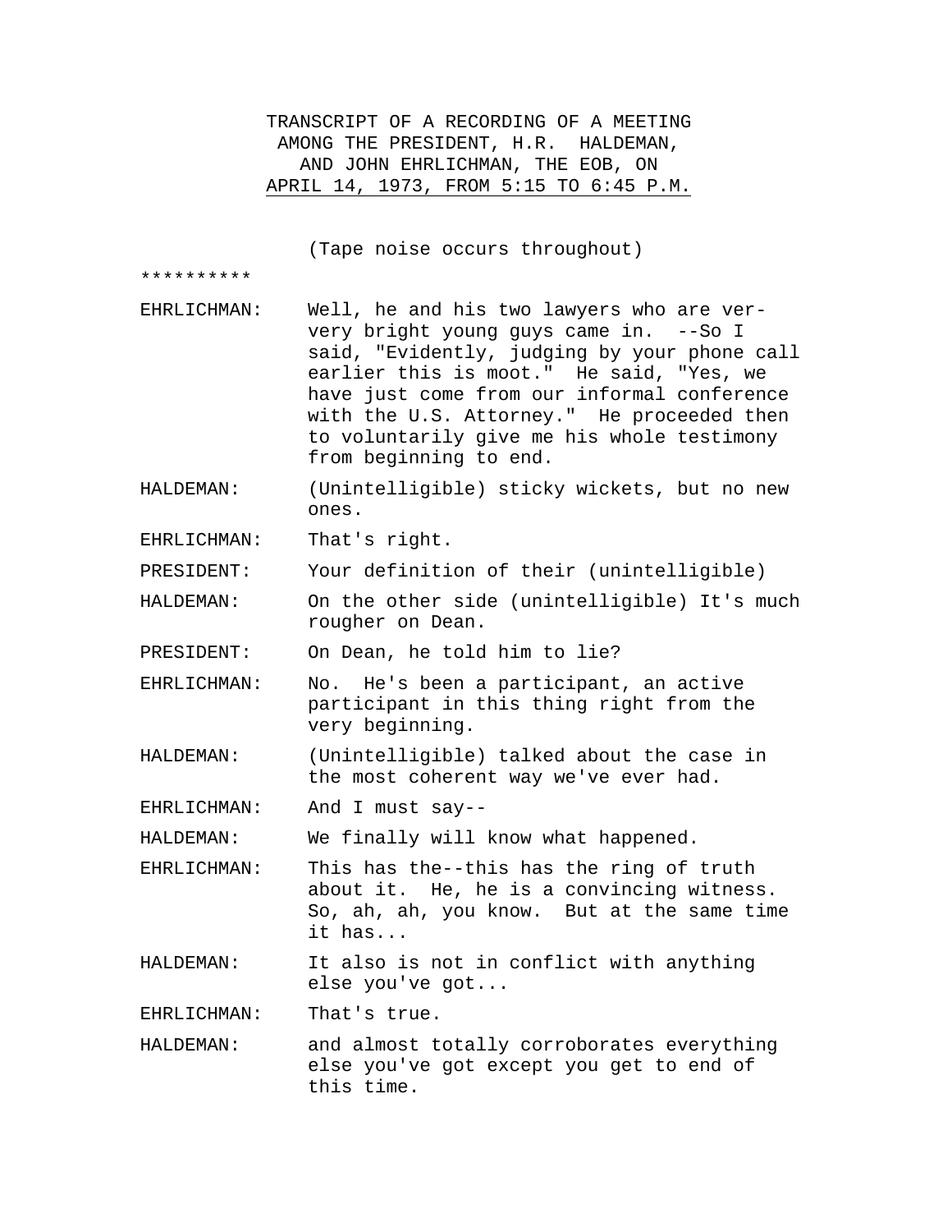TRANSCRIPT OF A RECORDING OF A MEETING AMONG THE PRESIDENT, H.R. HALDEMAN, AND JOHN EHRLICHMAN, THE EOB, ON APRIL 14, 1973, FROM 5:15 TO 6:45 P.M.

(Tape noise occurs throughout)

**********

EHRLICHMAN: Well, he and his two lawyers who are ver-very bright young guys came in. --So I said, "Evidently, judging by your phone call earlier this is moot." He said, "Yes, we have just come from our informal conference with the U.S. Attorney." He proceeded then to voluntarily give me his whole testimony from beginning to end.

HALDEMAN: (Unintelligible) sticky wickets, but no new ones.

EHRLICHMAN: That's right.

PRESIDENT: Your definition of their (unintelligible)

HALDEMAN: On the other side (unintelligible) It's much rougher on Dean.

PRESIDENT: On Dean, he told him to lie?

EHRLICHMAN: No. He's been a participant, an active participant in this thing right from the very beginning.

HALDEMAN: (Unintelligible) talked about the case in the most coherent way we've ever had.

EHRLICHMAN: And I must say--

HALDEMAN: We finally will know what happened.

EHRLICHMAN: This has the--this has the ring of truth about it. He, he is a convincing witness. So, ah, ah, you know. But at the same time it has...

HALDEMAN: It also is not in conflict with anything else you've got...

EHRLICHMAN: That's true.

HALDEMAN: and almost totally corroborates everything else you've got except you get to end of this time.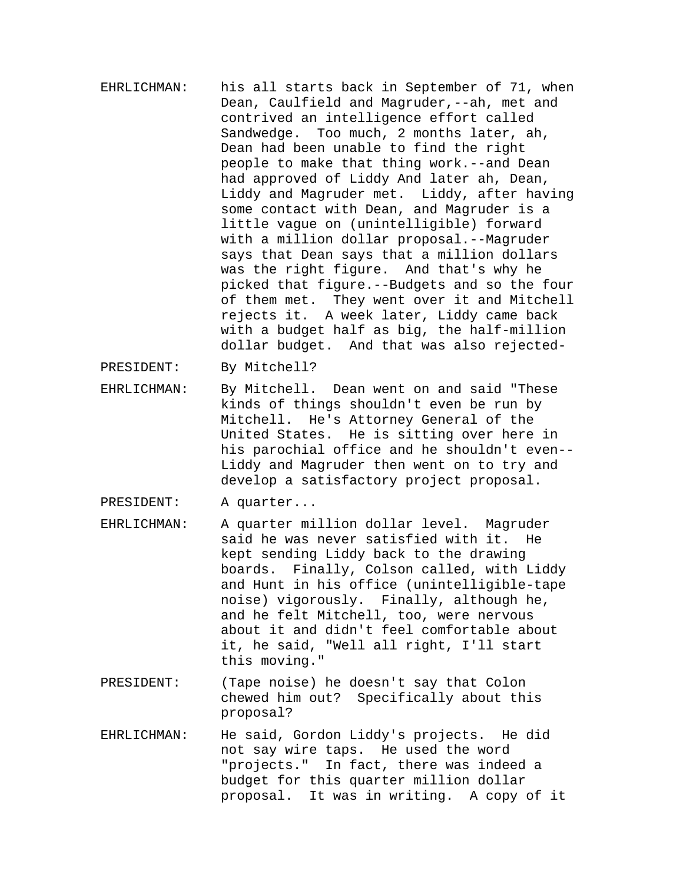EHRLICHMAN: his all starts back in September of 71, when Dean, Caulfield and Magruder,--ah, met and contrived an intelligence effort called Sandwedge. Too much, 2 months later, ah, Dean had been unable to find the right people to make that thing work.--and Dean had approved of Liddy And later ah, Dean, Liddy and Magruder met. Liddy, after having some contact with Dean, and Magruder is a little vague on (unintelligible) forward with a million dollar proposal.--Magruder says that Dean says that a million dollars was the right figure. And that's why he picked that figure.--Budgets and so the four of them met. They went over it and Mitchell rejects it. A week later, Liddy came back with a budget half as big, the half-million dollar budget. And that was also rejected-

PRESIDENT: By Mitchell?

EHRLICHMAN: By Mitchell. Dean went on and said "These kinds of things shouldn't even be run by Mitchell. He's Attorney General of the United States. He is sitting over here in his parochial office and he shouldn't even-- Liddy and Magruder then went on to try and develop a satisfactory project proposal.

PRESIDENT: A quarter...

EHRLICHMAN: A quarter million dollar level. Magruder said he was never satisfied with it. He kept sending Liddy back to the drawing boards. Finally, Colson called, with Liddy and Hunt in his office (unintelligible-tape noise) vigorously. Finally, although he, and he felt Mitchell, too, were nervous about it and didn't feel comfortable about it, he said, "Well all right, I'll start this moving."

PRESIDENT: (Tape noise) he doesn't say that Colon chewed him out? Specifically about this proposal?

EHRLICHMAN: He said, Gordon Liddy's projects. He did not say wire taps. He used the word "projects." In fact, there was indeed a budget for this quarter million dollar proposal. It was in writing. A copy of it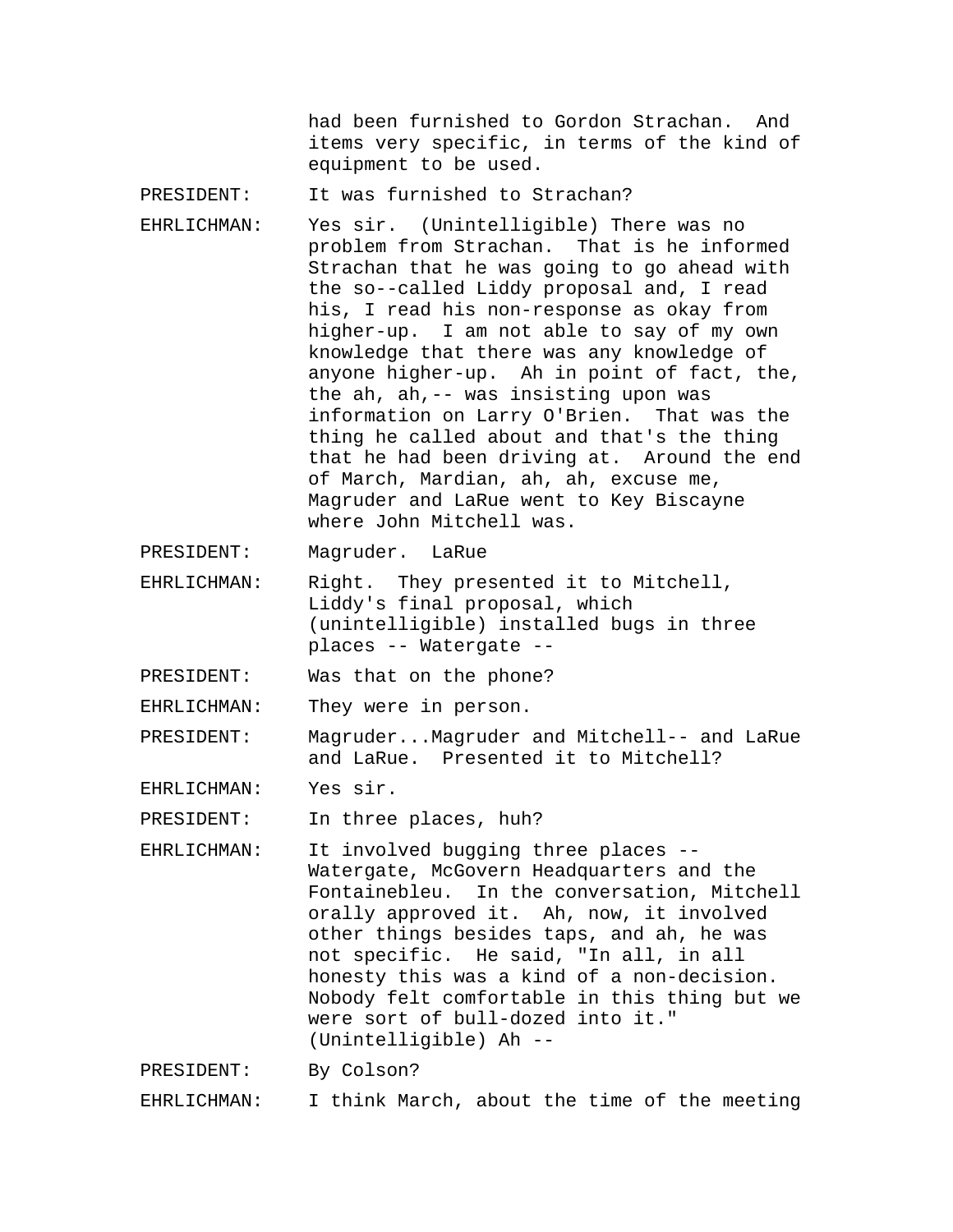had been furnished to Gordon Strachan. And items very specific, in terms of the kind of equipment to be used.

PRESIDENT: It was furnished to Strachan?

EHRLICHMAN: Yes sir. (Unintelligible) There was no problem from Strachan. That is he informed Strachan that he was going to go ahead with the so--called Liddy proposal and, I read his, I read his non-response as okay from higher-up. I am not able to say of my own knowledge that there was any knowledge of anyone higher-up. Ah in point of fact, the, the ah, ah,-- was insisting upon was information on Larry O'Brien. That was the thing he called about and that's the thing that he had been driving at. Around the end of March, Mardian, ah, ah, excuse me, Magruder and LaRue went to Key Biscayne where John Mitchell was.

PRESIDENT: Magruder. LaRue

EHRLICHMAN: Right. They presented it to Mitchell, Liddy's final proposal, which (unintelligible) installed bugs in three places -- Watergate --

PRESIDENT: Was that on the phone?

EHRLICHMAN: They were in person.

PRESIDENT: Magruder...Magruder and Mitchell-- and LaRue and LaRue. Presented it to Mitchell?

EHRLICHMAN: Yes sir.

PRESIDENT: In three places, huh?

EHRLICHMAN: It involved bugging three places -- Watergate, McGovern Headquarters and the Fontainebleu. In the conversation, Mitchell orally approved it. Ah, now, it involved other things besides taps, and ah, he was not specific. He said, "In all, in all honesty this was a kind of a non-decision. Nobody felt comfortable in this thing but we were sort of bull-dozed into it." (Unintelligible) Ah --

PRESIDENT: By Colson?

EHRLICHMAN: I think March, about the time of the meeting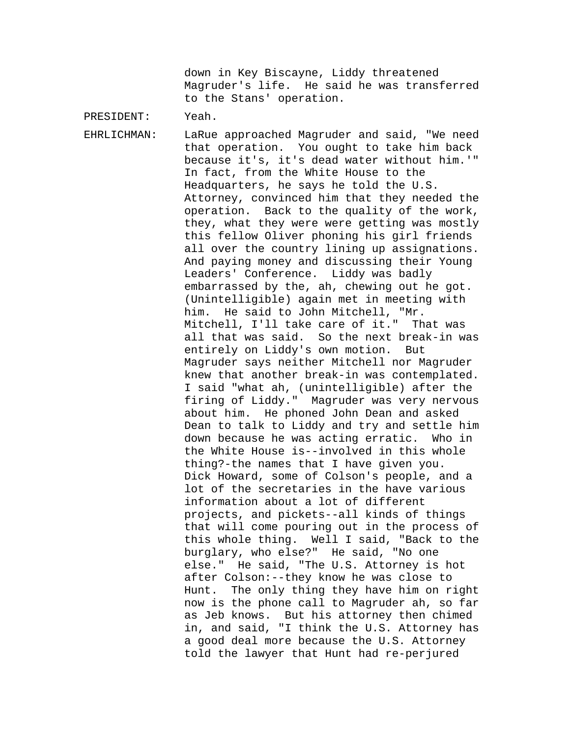down in Key Biscayne, Liddy threatened Magruder's life. He said he was transferred to the Stans' operation.

PRESIDENT: Yeah.

EHRLICHMAN: LaRue approached Magruder and said, "We need that operation. You ought to take him back because it's, it's dead water without him.'" In fact, from the White House to the Headquarters, he says he told the U.S. Attorney, convinced him that they needed the operation. Back to the quality of the work, they, what they were were getting was mostly this fellow Oliver phoning his girl friends all over the country lining up assignations. And paying money and discussing their Young Leaders' Conference. Liddy was badly embarrassed by the, ah, chewing out he got. (Unintelligible) again met in meeting with him. He said to John Mitchell, "Mr. Mitchell, I'll take care of it." That was all that was said. So the next break-in was entirely on Liddy's own motion. But Magruder says neither Mitchell nor Magruder knew that another break-in was contemplated. I said "what ah, (unintelligible) after the firing of Liddy." Magruder was very nervous about him. He phoned John Dean and asked Dean to talk to Liddy and try and settle him down because he was acting erratic. Who in the White House is--involved in this whole thing?-the names that I have given you. Dick Howard, some of Colson's people, and a lot of the secretaries in the have various information about a lot of different projects, and pickets--all kinds of things that will come pouring out in the process of this whole thing. Well I said, "Back to the burglary, who else?" He said, "No one else." He said, "The U.S. Attorney is hot after Colson:--they know he was close to Hunt. The only thing they have him on right now is the phone call to Magruder ah, so far as Jeb knows. But his attorney then chimed in, and said, "I think the U.S. Attorney has a good deal more because the U.S. Attorney told the lawyer that Hunt had re-perjured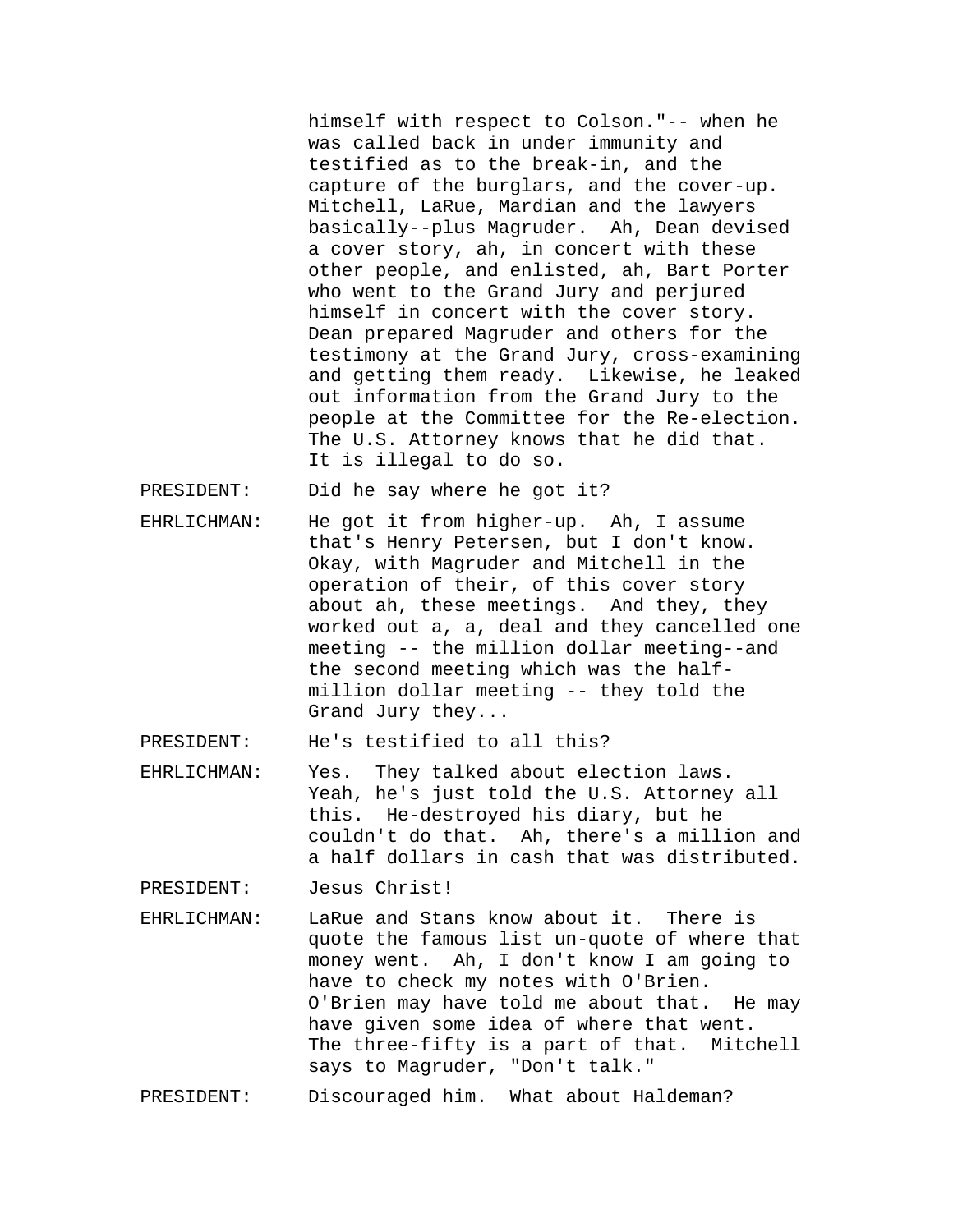himself with respect to Colson."-- when he was called back in under immunity and testified as to the break-in, and the capture of the burglars, and the cover-up. Mitchell, LaRue, Mardian and the lawyers basically--plus Magruder. Ah, Dean devised a cover story, ah, in concert with these other people, and enlisted, ah, Bart Porter who went to the Grand Jury and perjured himself in concert with the cover story. Dean prepared Magruder and others for the testimony at the Grand Jury, cross-examining and getting them ready. Likewise, he leaked out information from the Grand Jury to the people at the Committee for the Re-election. The U.S. Attorney knows that he did that. It is illegal to do so.

PRESIDENT: Did he say where he got it?

EHRLICHMAN: He got it from higher-up. Ah, I assume that's Henry Petersen, but I don't know. Okay, with Magruder and Mitchell in the operation of their, of this cover story about ah, these meetings. And they, they worked out a, a, deal and they cancelled one meeting -- the million dollar meeting--and the second meeting which was the half-million dollar meeting -- they told the Grand Jury they...

PRESIDENT: He's testified to all this?

EHRLICHMAN: Yes. They talked about election laws. Yeah, he's just told the U.S. Attorney all this. He-destroyed his diary, but he couldn't do that. Ah, there's a million and a half dollars in cash that was distributed.

PRESIDENT: Jesus Christ!

EHRLICHMAN: LaRue and Stans know about it. There is quote the famous list un-quote of where that money went. Ah, I don't know I am going to have to check my notes with O'Brien. O'Brien may have told me about that. He may have given some idea of where that went. The three-fifty is a part of that. Mitchell says to Magruder, "Don't talk."

PRESIDENT: Discouraged him. What about Haldeman?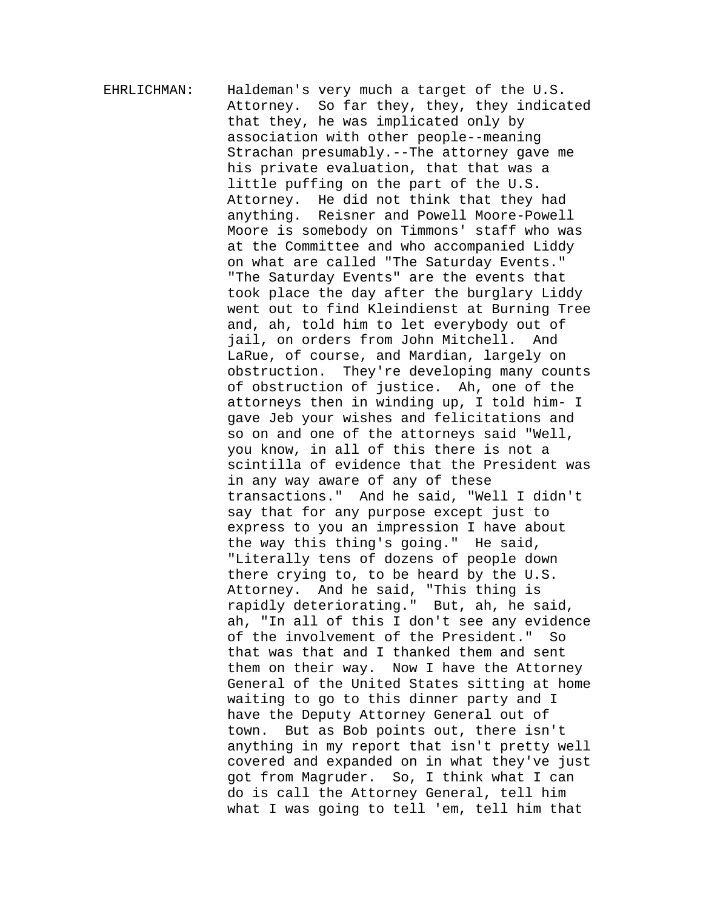EHRLICHMAN: Haldeman's very much a target of the U.S. Attorney. So far they, they, they indicated that they, he was implicated only by association with other people--meaning Strachan presumably.--The attorney gave me his private evaluation, that that was a little puffing on the part of the U.S. Attorney. He did not think that they had anything. Reisner and Powell Moore-Powell Moore is somebody on Timmons' staff who was at the Committee and who accompanied Liddy on what are called "The Saturday Events." "The Saturday Events" are the events that took place the day after the burglary Liddy went out to find Kleindienst at Burning Tree and, ah, told him to let everybody out of jail, on orders from John Mitchell. And LaRue, of course, and Mardian, largely on obstruction. They're developing many counts of obstruction of justice. Ah, one of the attorneys then in winding up, I told him- I gave Jeb your wishes and felicitations and so on and one of the attorneys said "Well, you know, in all of this there is not a scintilla of evidence that the President was in any way aware of any of these transactions." And he said, "Well I didn't say that for any purpose except just to express to you an impression I have about the way this thing's going." He said, "Literally tens of dozens of people down there crying to, to be heard by the U.S. Attorney. And he said, "This thing is rapidly deteriorating." But, ah, he said, ah, "In all of this I don't see any evidence of the involvement of the President." So that was that and I thanked them and sent them on their way. Now I have the Attorney General of the United States sitting at home waiting to go to this dinner party and I have the Deputy Attorney General out of town. But as Bob points out, there isn't anything in my report that isn't pretty well covered and expanded on in what they've just got from Magruder. So, I think what I can do is call the Attorney General, tell him what I was going to tell 'em, tell him that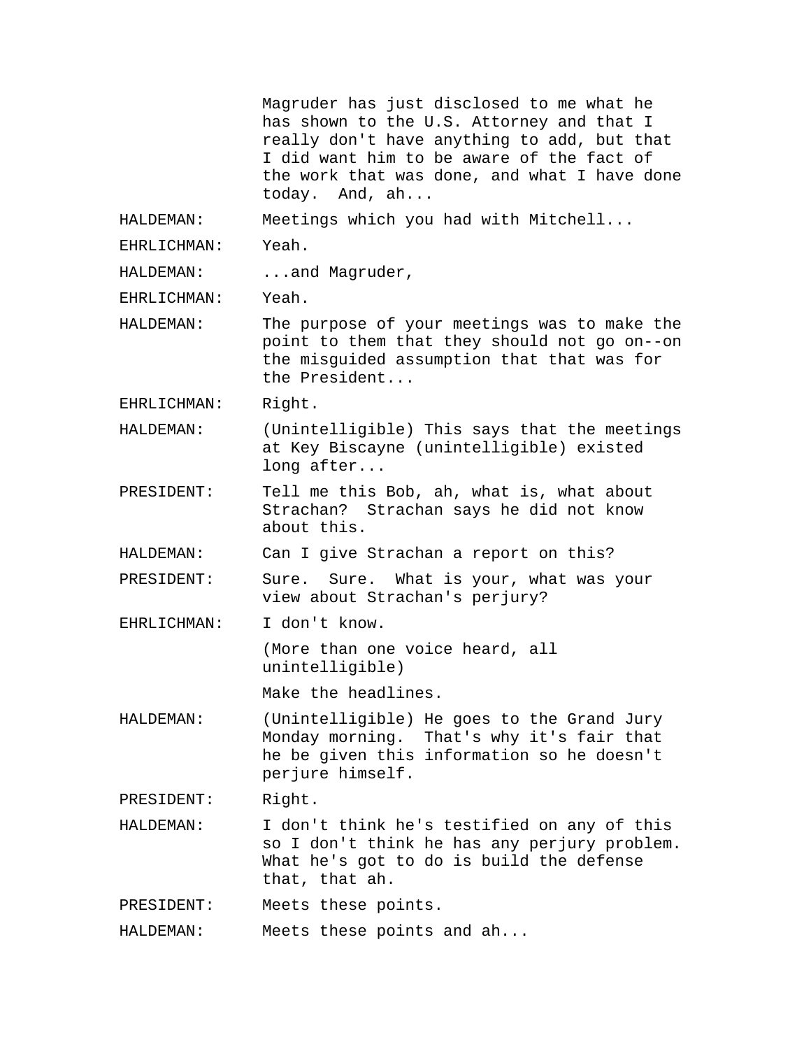Magruder has just disclosed to me what he has shown to the U.S. Attorney and that I really don't have anything to add, but that I did want him to be aware of the fact of the work that was done, and what I have done today. And, ah...

HALDEMAN: Meetings which you had with Mitchell...

EHRLICHMAN: Yeah.

HALDEMAN: ...and Magruder,

EHRLICHMAN: Yeah.

HALDEMAN: The purpose of your meetings was to make the point to them that they should not go on--on the misguided assumption that that was for the President...

EHRLICHMAN: Right.

HALDEMAN: (Unintelligible) This says that the meetings at Key Biscayne (unintelligible) existed long after...

PRESIDENT: Tell me this Bob, ah, what is, what about Strachan? Strachan says he did not know about this.

HALDEMAN: Can I give Strachan a report on this?

PRESIDENT: Sure. Sure. What is your, what was your view about Strachan's perjury?

EHRLICHMAN: I don't know.

(More than one voice heard, all unintelligible)

Make the headlines.

HALDEMAN: (Unintelligible) He goes to the Grand Jury Monday morning. That's why it's fair that he be given this information so he doesn't perjure himself.

PRESIDENT: Right.

HALDEMAN: I don't think he's testified on any of this so I don't think he has any perjury problem. What he's got to do is build the defense that, that ah.

PRESIDENT: Meets these points.

HALDEMAN: Meets these points and ah...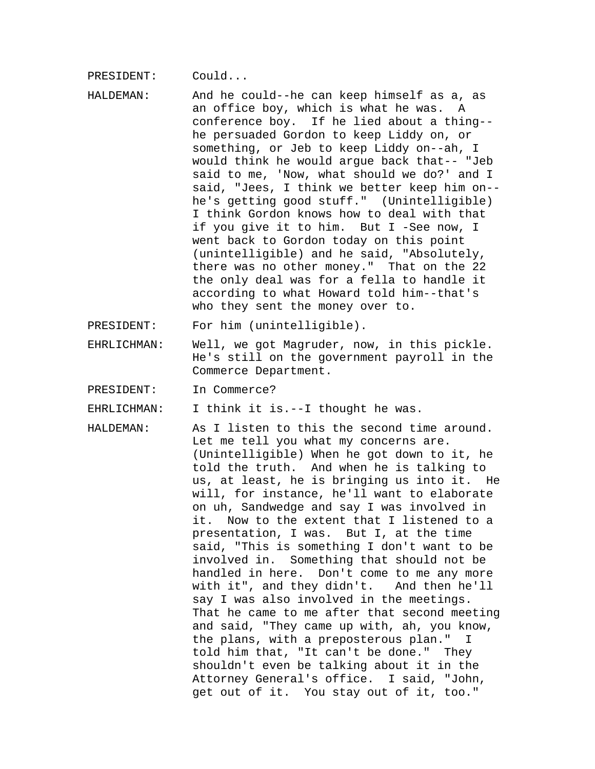PRESIDENT: Could...

HALDEMAN: And he could--he can keep himself as a, as an office boy, which is what he was. A conference boy. If he lied about a thing--he persuaded Gordon to keep Liddy on, or something, or Jeb to keep Liddy on--ah, I would think he would argue back that-- "Jeb said to me, 'Now, what should we do?' and I said, "Jees, I think we better keep him on--he's getting good stuff." (Unintelligible) I think Gordon knows how to deal with that if you give it to him. But I -See now, I went back to Gordon today on this point (unintelligible) and he said, "Absolutely, there was no other money." That on the 22 the only deal was for a fella to handle it according to what Howard told him--that's who they sent the money over to.

PRESIDENT: For him (unintelligible).

EHRLICHMAN: Well, we got Magruder, now, in this pickle. He's still on the government payroll in the Commerce Department.

PRESIDENT: In Commerce?

EHRLICHMAN: I think it is.--I thought he was.

HALDEMAN: As I listen to this the second time around. Let me tell you what my concerns are. (Unintelligible) When he got down to it, he told the truth. And when he is talking to us, at least, he is bringing us into it. He will, for instance, he'll want to elaborate on uh, Sandwedge and say I was involved in it. Now to the extent that I listened to a presentation, I was. But I, at the time said, "This is something I don't want to be involved in. Something that should not be handled in here. Don't come to me any more with it", and they didn't. And then he'll say I was also involved in the meetings. That he came to me after that second meeting and said, "They came up with, ah, you know, the plans, with a preposterous plan." I told him that, "It can't be done." They shouldn't even be talking about it in the Attorney General's office. I said, "John, get out of it. You stay out of it, too."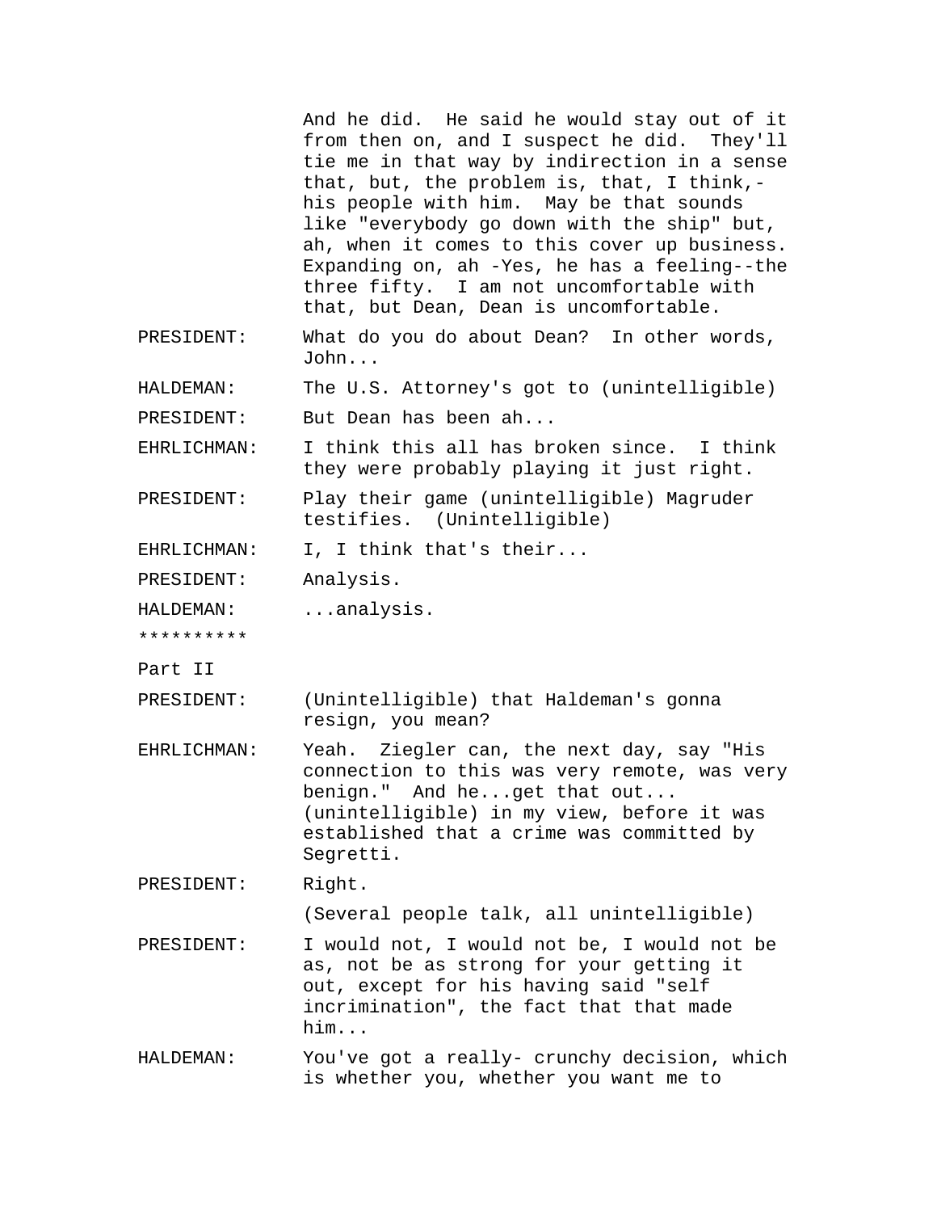And he did. He said he would stay out of it from then on, and I suspect he did. They'll tie me in that way by indirection in a sense that, but, the problem is, that, I think,- his people with him. May be that sounds like "everybody go down with the ship" but, ah, when it comes to this cover up business. Expanding on, ah -Yes, he has a feeling--the three fifty. I am not uncomfortable with that, but Dean, Dean is uncomfortable.

PRESIDENT: What do you do about Dean? In other words, John...

HALDEMAN: The U.S. Attorney's got to (unintelligible)

PRESIDENT: But Dean has been ah...

EHRLICHMAN: I think this all has broken since. I think they were probably playing it just right.

PRESIDENT: Play their game (unintelligible) Magruder testifies. (Unintelligible)

EHRLICHMAN: I, I think that's their...

PRESIDENT: Analysis.

HALDEMAN: ...analysis.

**********

Part II

PRESIDENT: (Unintelligible) that Haldeman's gonna resign, you mean?

EHRLICHMAN: Yeah. Ziegler can, the next day, say "His connection to this was very remote, was very benign." And he...get that out... (unintelligible) in my view, before it was established that a crime was committed by Segretti.

PRESIDENT: Right.

(Several people talk, all unintelligible)

PRESIDENT: I would not, I would not be, I would not be as, not be as strong for your getting it out, except for his having said "self incrimination", the fact that that made him...

HALDEMAN: You've got a really- crunchy decision, which is whether you, whether you want me to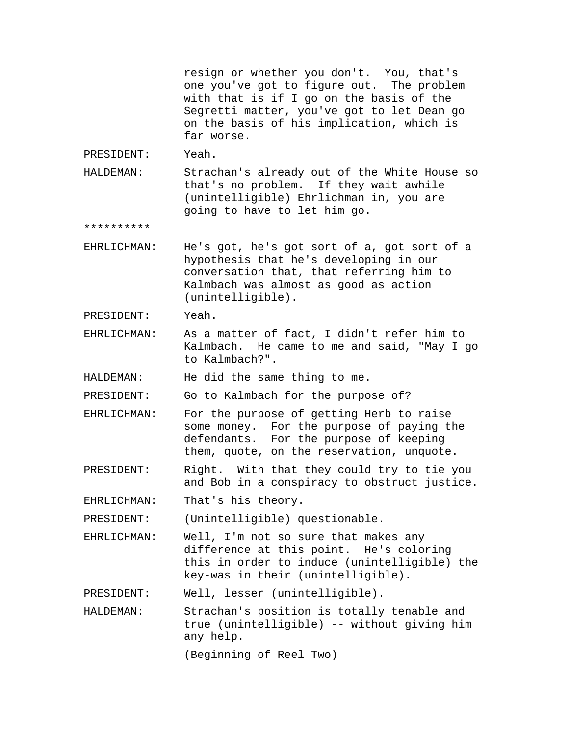resign or whether you don't. You, that's one you've got to figure out. The problem with that is if I go on the basis of the Segretti matter, you've got to let Dean go on the basis of his implication, which is far worse.

PRESIDENT: Yeah.

HALDEMAN: Strachan's already out of the White House so that's no problem. If they wait awhile (unintelligible) Ehrlichman in, you are going to have to let him go.

**********

EHRLICHMAN: He's got, he's got sort of a, got sort of a hypothesis that he's developing in our conversation that, that referring him to Kalmbach was almost as good as action (unintelligible).

PRESIDENT: Yeah.

EHRLICHMAN: As a matter of fact, I didn't refer him to Kalmbach. He came to me and said, "May I go to Kalmbach?".

HALDEMAN: He did the same thing to me.

PRESIDENT: Go to Kalmbach for the purpose of?

EHRLICHMAN: For the purpose of getting Herb to raise some money. For the purpose of paying the defendants. For the purpose of keeping them, quote, on the reservation, unquote.

PRESIDENT: Right. With that they could try to tie you and Bob in a conspiracy to obstruct justice.

EHRLICHMAN: That's his theory.

PRESIDENT: (Unintelligible) questionable.

EHRLICHMAN: Well, I'm not so sure that makes any difference at this point. He's coloring this in order to induce (unintelligible) the key-was in their (unintelligible).

PRESIDENT: Well, lesser (unintelligible).

HALDEMAN: Strachan's position is totally tenable and true (unintelligible) -- without giving him any help.

(Beginning of Reel Two)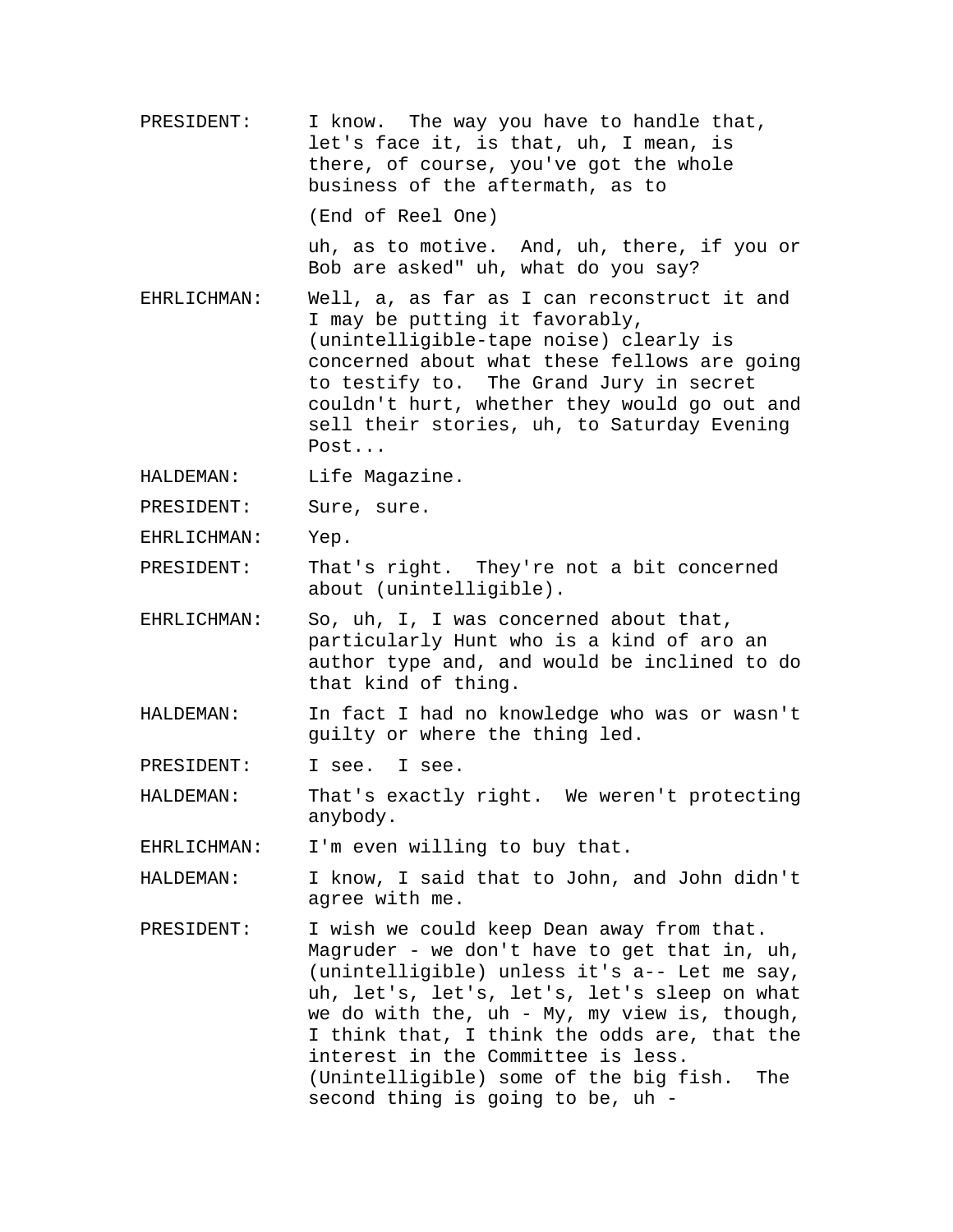PRESIDENT: I know. The way you have to handle that, let's face it, is that, uh, I mean, is there, of course, you've got the whole business of the aftermath, as to

(End of Reel One)

uh, as to motive. And, uh, there, if you or Bob are asked" uh, what do you say?

EHRLICHMAN: Well, a, as far as I can reconstruct it and I may be putting it favorably, (unintelligible-tape noise) clearly is concerned about what these fellows are going to testify to. The Grand Jury in secret couldn't hurt, whether they would go out and sell their stories, uh, to Saturday Evening Post...

HALDEMAN: Life Magazine.

PRESIDENT: Sure, sure.

EHRLICHMAN: Yep.

PRESIDENT: That's right. They're not a bit concerned about (unintelligible).

EHRLICHMAN: So, uh, I, I was concerned about that, particularly Hunt who is a kind of aro an author type and, and would be inclined to do that kind of thing.

HALDEMAN: In fact I had no knowledge who was or wasn't guilty or where the thing led.

PRESIDENT: I see. I see.

HALDEMAN: That's exactly right. We weren't protecting anybody.

EHRLICHMAN: I'm even willing to buy that.

HALDEMAN: I know, I said that to John, and John didn't agree with me.

PRESIDENT: I wish we could keep Dean away from that. Magruder - we don't have to get that in, uh, (unintelligible) unless it's a-- Let me say, uh, let's, let's, let's, let's sleep on what we do with the, uh - My, my view is, though, I think that, I think the odds are, that the interest in the Committee is less. (Unintelligible) some of the big fish. The second thing is going to be, uh -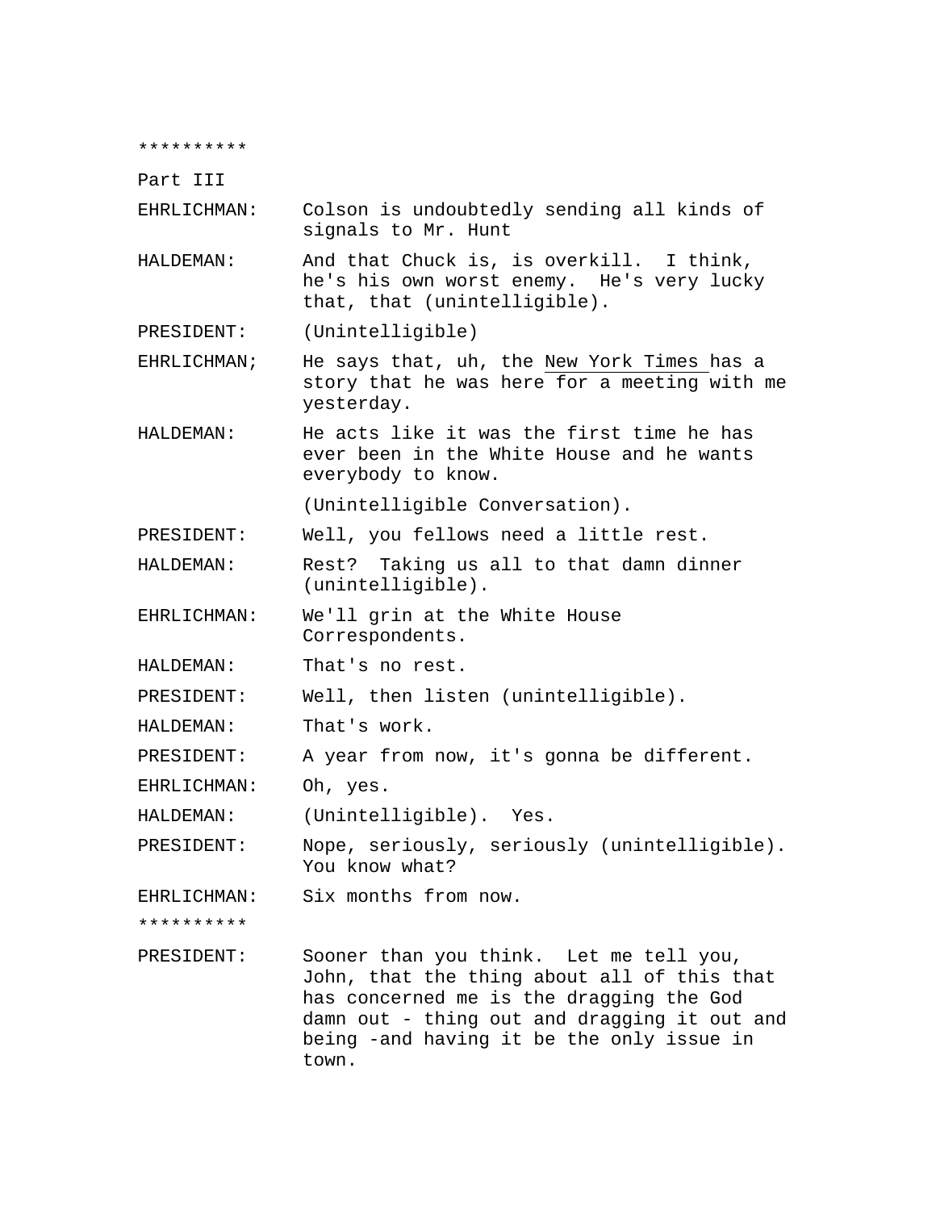**********

Part III

EHRLICHMAN: Colson is undoubtedly sending all kinds of signals to Mr. Hunt

HALDEMAN: And that Chuck is, is overkill. I think, he's his own worst enemy. He's very lucky that, that (unintelligible).

PRESIDENT: (Unintelligible)

EHRLICHMAN; He says that, uh, the New York Times has a story that he was here for a meeting with me yesterday.

HALDEMAN: He acts like it was the first time he has ever been in the White House and he wants everybody to know.

(Unintelligible Conversation).

PRESIDENT: Well, you fellows need a little rest.

HALDEMAN: Rest? Taking us all to that damn dinner (unintelligible).

EHRLICHMAN: We'll grin at the White House Correspondents.

HALDEMAN: That's no rest.

PRESIDENT: Well, then listen (unintelligible).

HALDEMAN: That's work.

PRESIDENT: A year from now, it's gonna be different.

EHRLICHMAN: Oh, yes.

HALDEMAN: (Unintelligible). Yes.

PRESIDENT: Nope, seriously, seriously (unintelligible). You know what?

EHRLICHMAN: Six months from now.

**********

PRESIDENT: Sooner than you think. Let me tell you, John, that the thing about all of this that has concerned me is the dragging the God damn out - thing out and dragging it out and being -and having it be the only issue in town.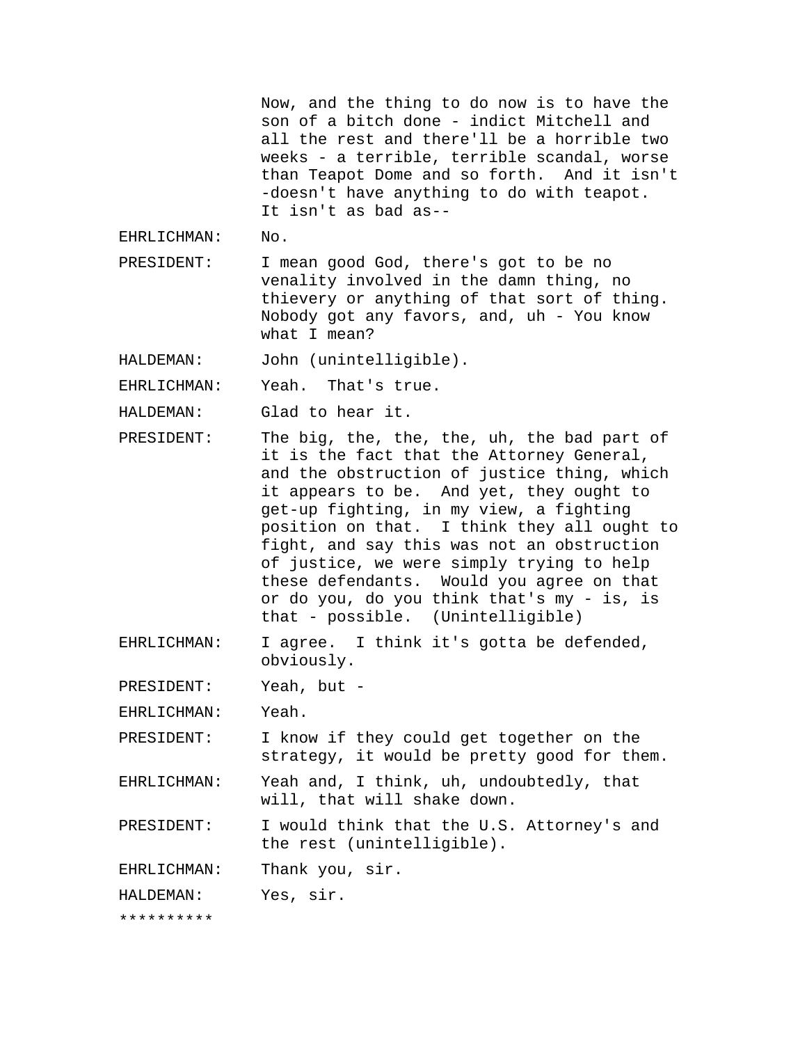Now, and the thing to do now is to have the son of a bitch done - indict Mitchell and all the rest and there'll be a horrible two weeks - a terrible, terrible scandal, worse than Teapot Dome and so forth. And it isn't -doesn't have anything to do with teapot. It isn't as bad as--

EHRLICHMAN: No.

PRESIDENT: I mean good God, there's got to be no venality involved in the damn thing, no thievery or anything of that sort of thing. Nobody got any favors, and, uh - You know what I mean?

HALDEMAN: John (unintelligible).

EHRLICHMAN: Yeah. That's true.

HALDEMAN: Glad to hear it.

PRESIDENT: The big, the, the, the, uh, the bad part of it is the fact that the Attorney General, and the obstruction of justice thing, which it appears to be. And yet, they ought to get-up fighting, in my view, a fighting position on that. I think they all ought to fight, and say this was not an obstruction of justice, we were simply trying to help these defendants. Would you agree on that or do you, do you think that's my - is, is that - possible. (Unintelligible)

EHRLICHMAN: I agree. I think it's gotta be defended, obviously.

PRESIDENT: Yeah, but -

EHRLICHMAN: Yeah.

PRESIDENT: I know if they could get together on the strategy, it would be pretty good for them.

EHRLICHMAN: Yeah and, I think, uh, undoubtedly, that will, that will shake down.

PRESIDENT: I would think that the U.S. Attorney's and the rest (unintelligible).

EHRLICHMAN: Thank you, sir.

HALDEMAN: Yes, sir.

**********